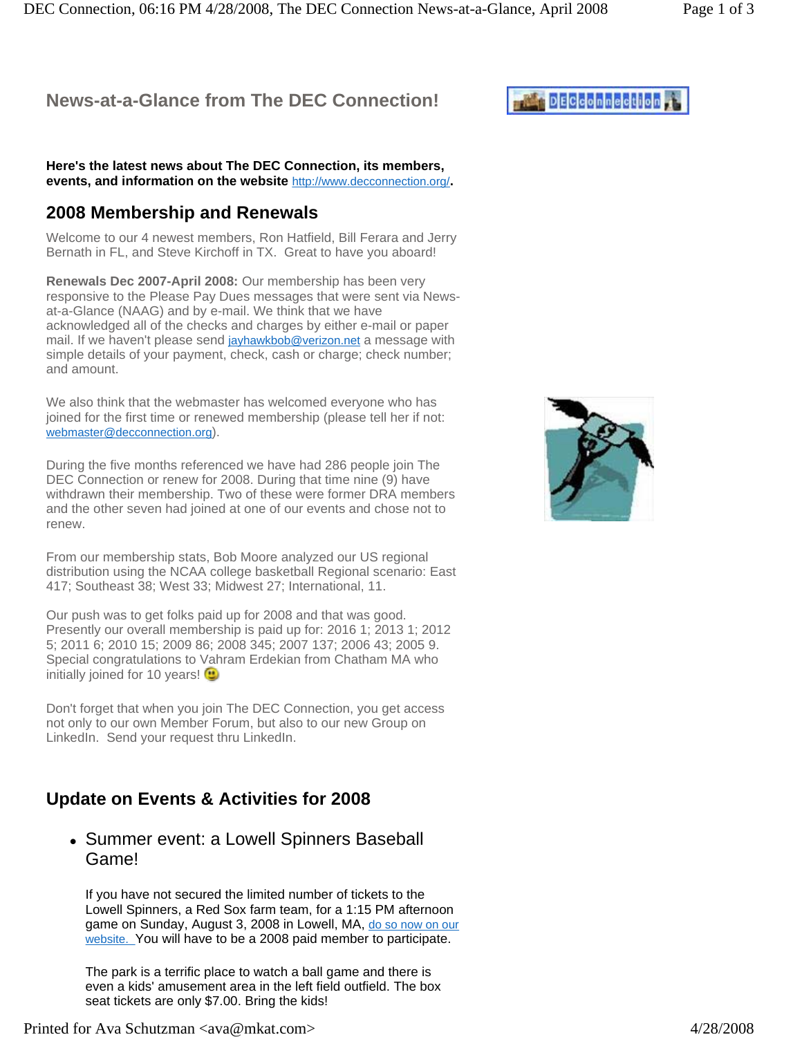# News-at-a-Glance from The DEC Connection!

**Here's the latest news about The DEC Connection, its members, events, and information on the website http://www.decconnection.org/.**

## 2008 Membership and Renewals

Welcome to our 4 newest members, Ron Hatfield, Bill Ferara and Jerry Bernath in FL, and Steve Kirchoff in TX. Great to have you aboard!

**Renewals Dec 2007-April 2008:** Our membership has been very responsive to the Please Pay Dues messages that were sent via News-at-a-Glance (NAAG) and by e-mail. We think that we have acknowledged all of the checks and charges by either e-mail or paper mail. If we haven't please send jayhawkbob@verizon.net a message with simple details of your payment, check, cash or charge; check number; and amount.

We also think that the webmaster has welcomed everyone who has joined for the first time or renewed membership (please tell her if not: webmaster@decconnection.org).

During the five months referenced we have had 286 people join The DEC Connection or renew for 2008. During that time nine (9) have withdrawn their membership. Two of these were former DRA members and the other seven had joined at one of our events and chose not to renew.

From our membership stats, Bob Moore analyzed our US regional distribution using the NCAA college basketball Regional scenario: East 417; Southeast 38; West 33; Midwest 27; International, 11.

Our push was to get folks paid up for 2008 and that was good. Presently our overall membership is paid up for: 2016 1; 2013 1; 2012 5; 2011 6; 2010 15; 2009 86; 2008 345; 2007 137; 2006 43; 2005 9. Special congratulations to Vahram Erdekian from Chatham MA who initially joined for 10 years!

Don't forget that when you join The DEC Connection, you get access not only to our own Member Forum, but also to our new Group on LinkedIn. Send your request thru LinkedIn.

## Update on Events & Activities for 2008

- Summer event: a Lowell Spinners Baseball Game!

  If you have not secured the limited number of tickets to the Lowell Spinners, a Red Sox farm team, for a 1:15 PM afternoon game on Sunday, August 3, 2008 in Lowell, MA, do so now on our website. You will have to be a 2008 paid member to participate.

  The park is a terrific place to watch a ball game and there is even a kids' amusement area in the left field outfield. The box seat tickets are only $7.00. Bring the kids!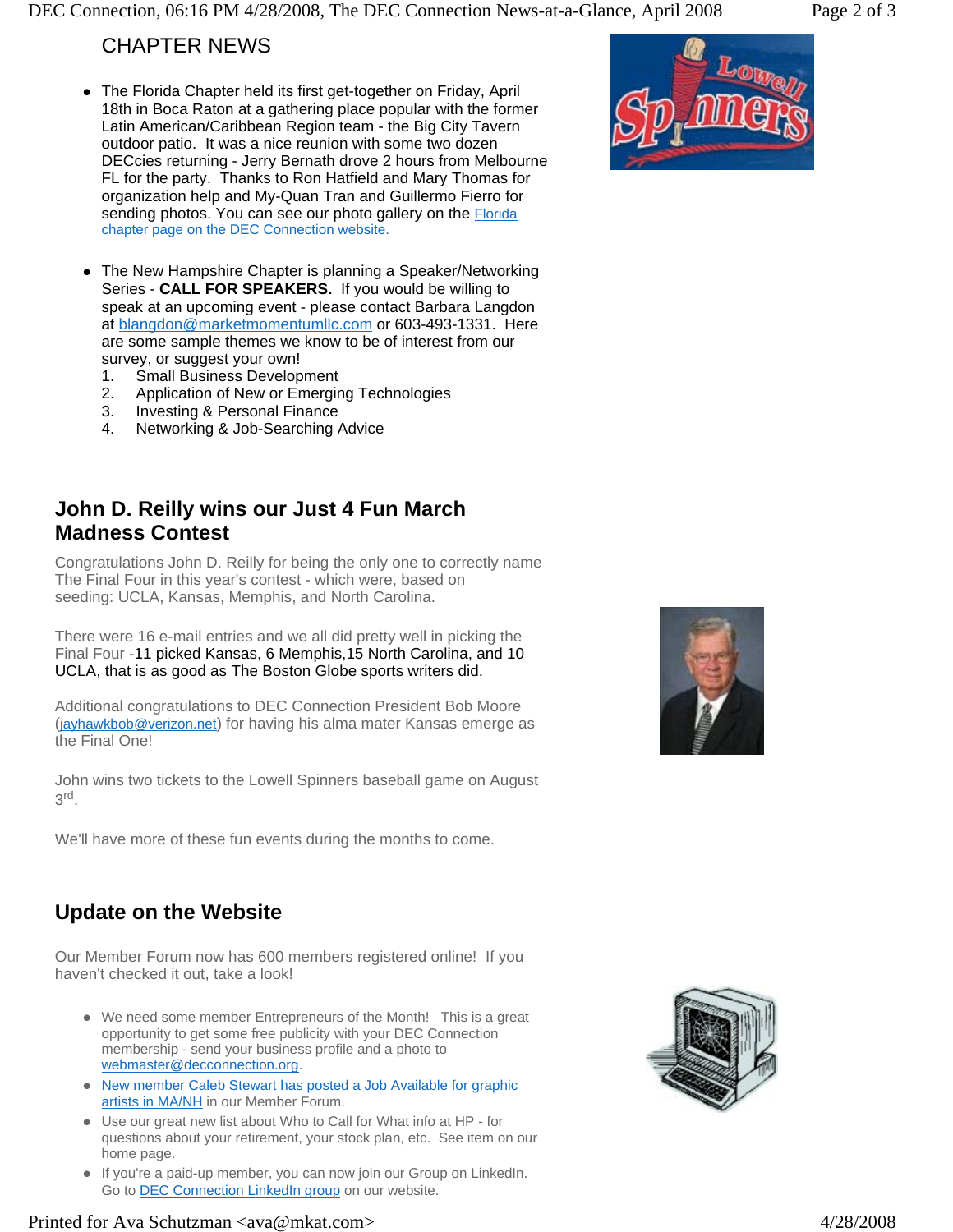## CHAPTER NEWS

- The Florida Chapter held its first get-together on Friday, April 18th in Boca Raton at a gathering place popular with the former Latin American/Caribbean Region team - the Big City Tavern outdoor patio. It was a nice reunion with some two dozen DECcies returning - Jerry Bernath drove 2 hours from Melbourne FL for the party. Thanks to Ron Hatfield and Mary Thomas for organization help and My-Quan Tran and Guillermo Fierro for sending photos. You can see our photo gallery on the Florida chapter page on the DEC Connection website.

- The New Hampshire Chapter is planning a Speaker/Networking Series - **CALL FOR SPEAKERS.** If you would be willing to speak at an upcoming event - please contact Barbara Langdon at blangdon@marketmomentumllc.com or 603-493-1331. Here are some sample themes we know to be of interest from our survey, or suggest your own!
  1. Small Business Development
  2. Application of New or Emerging Technologies
  3. Investing & Personal Finance
  4. Networking & Job-Searching Advice

## John D. Reilly wins our Just 4 Fun March Madness Contest

Congratulations John D. Reilly for being the only one to correctly name The Final Four in this year's contest - which were, based on seeding: UCLA, Kansas, Memphis, and North Carolina.

There were 16 e-mail entries and we all did pretty well in picking the Final Four -11 picked Kansas, 6 Memphis,15 North Carolina, and 10 UCLA, that is as good as The Boston Globe sports writers did.

Additional congratulations to DEC Connection President Bob Moore (jayhawkbob@verizon.net) for having his alma mater Kansas emerge as the Final One!

John wins two tickets to the Lowell Spinners baseball game on August 3rd.

We'll have more of these fun events during the months to come.

## Update on the Website

Our Member Forum now has 600 members registered online! If you haven't checked it out, take a look!

- We need some member Entrepreneurs of the Month! This is a great opportunity to get some free publicity with your DEC Connection membership - send your business profile and a photo to webmaster@decconnection.org.
- New member Caleb Stewart has posted a Job Available for graphic artists in MA/NH in our Member Forum.
- Use our great new list about Who to Call for What info at HP - for questions about your retirement, your stock plan, etc. See item on our home page.
- If you're a paid-up member, you can now join our Group on LinkedIn. Go to DEC Connection LinkedIn group on our website.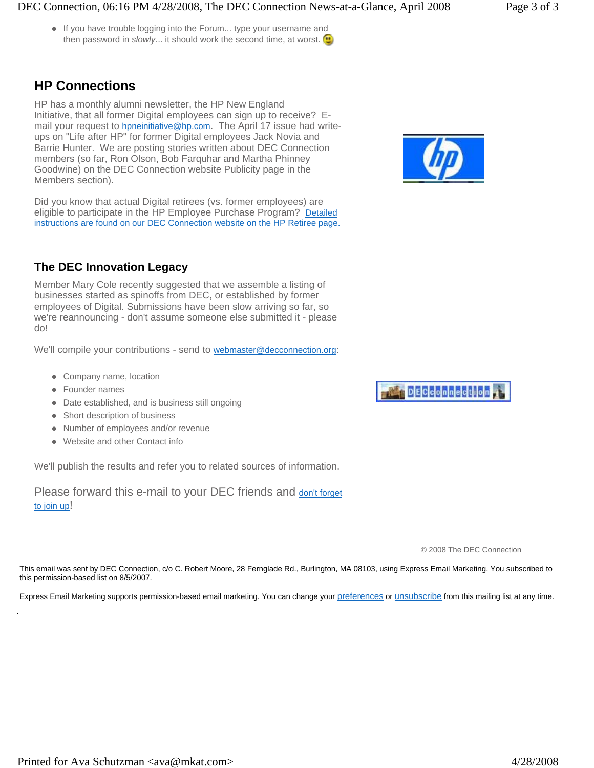- If you have trouble logging into the Forum... type your username and then password in *slowly*... it should work the second time, at worst.

## HP Connections

HP has a monthly alumni newsletter, the HP New England Initiative, that all former Digital employees can sign up to receive? E-mail your request to hpneinitiative@hp.com. The April 17 issue had write-ups on "Life after HP" for former Digital employees Jack Novia and Barrie Hunter. We are posting stories written about DEC Connection members (so far, Ron Olson, Bob Farquhar and Martha Phinney Goodwine) on the DEC Connection website Publicity page in the Members section).

Did you know that actual Digital retirees (vs. former employees) are eligible to participate in the HP Employee Purchase Program? Detailed instructions are found on our DEC Connection website on the HP Retiree page.

## The DEC Innovation Legacy

Member Mary Cole recently suggested that we assemble a listing of businesses started as spinoffs from DEC, or established by former employees of Digital. Submissions have been slow arriving so far, so we're reannouncing - don't assume someone else submitted it - please do!

We'll compile your contributions - send to webmaster@decconnection.org:

- Company name, location
- Founder names
- Date established, and is business still ongoing
- Short description of business
- Number of employees and/or revenue
- Website and other Contact info

We'll publish the results and refer you to related sources of information.

Please forward this e-mail to your DEC friends and don't forget to join up!

© 2008 The DEC Connection

This email was sent by DEC Connection, c/o C. Robert Moore, 28 Fernglade Rd., Burlington, MA 08103, using Express Email Marketing. You subscribed to this permission-based list on 8/5/2007.

Express Email Marketing supports permission-based email marketing. You can change your preferences or unsubscribe from this mailing list at any time.